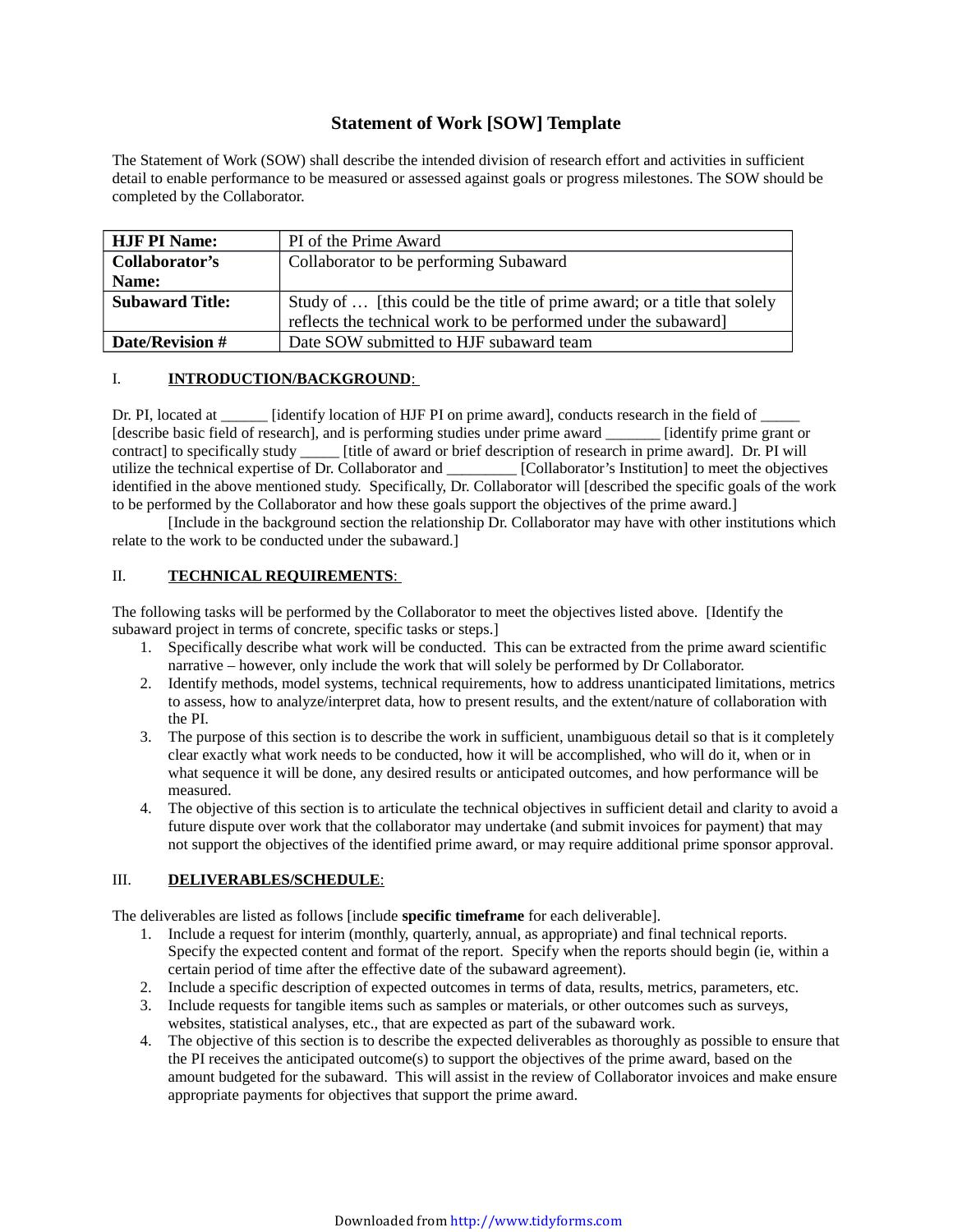# Statement of Work [SOW] Template

The Statement of Work (SOW) shall describe the intended division of research effort and activities in sufficient detail to enable performance to be measured or assessed against goals or progress milestones. The SOW should be completed by the Collaborator.

| **HJF PI Name:** | PI of the Prime Award |
|---|---|
| **Collaborator's Name:** | Collaborator to be performing Subaward |
| **Subaward Title:** | Study of … [this could be the title of prime award; or a title that solely reflects the technical work to be performed under the subaward] |
| **Date/Revision #** | Date SOW submitted to HJF subaward team |

## I. INTRODUCTION/BACKGROUND:

Dr. PI, located at ______ [identify location of HJF PI on prime award], conducts research in the field of _____ [describe basic field of research], and is performing studies under prime award _______ [identify prime grant or contract] to specifically study _____ [title of award or brief description of research in prime award]. Dr. PI will utilize the technical expertise of Dr. Collaborator and _________ [Collaborator's Institution] to meet the objectives identified in the above mentioned study. Specifically, Dr. Collaborator will [described the specific goals of the work to be performed by the Collaborator and how these goals support the objectives of the prime award.]

[Include in the background section the relationship Dr. Collaborator may have with other institutions which relate to the work to be conducted under the subaward.]

## II. TECHNICAL REQUIREMENTS:

The following tasks will be performed by the Collaborator to meet the objectives listed above. [Identify the subaward project in terms of concrete, specific tasks or steps.]

1. Specifically describe what work will be conducted. This can be extracted from the prime award scientific narrative – however, only include the work that will solely be performed by Dr Collaborator.
2. Identify methods, model systems, technical requirements, how to address unanticipated limitations, metrics to assess, how to analyze/interpret data, how to present results, and the extent/nature of collaboration with the PI.
3. The purpose of this section is to describe the work in sufficient, unambiguous detail so that is it completely clear exactly what work needs to be conducted, how it will be accomplished, who will do it, when or in what sequence it will be done, any desired results or anticipated outcomes, and how performance will be measured.
4. The objective of this section is to articulate the technical objectives in sufficient detail and clarity to avoid a future dispute over work that the collaborator may undertake (and submit invoices for payment) that may not support the objectives of the identified prime award, or may require additional prime sponsor approval.

## III. DELIVERABLES/SCHEDULE:

The deliverables are listed as follows [include **specific timeframe** for each deliverable].

1. Include a request for interim (monthly, quarterly, annual, as appropriate) and final technical reports. Specify the expected content and format of the report. Specify when the reports should begin (ie, within a certain period of time after the effective date of the subaward agreement).
2. Include a specific description of expected outcomes in terms of data, results, metrics, parameters, etc.
3. Include requests for tangible items such as samples or materials, or other outcomes such as surveys, websites, statistical analyses, etc., that are expected as part of the subaward work.
4. The objective of this section is to describe the expected deliverables as thoroughly as possible to ensure that the PI receives the anticipated outcome(s) to support the objectives of the prime award, based on the amount budgeted for the subaward. This will assist in the review of Collaborator invoices and make ensure appropriate payments for objectives that support the prime award.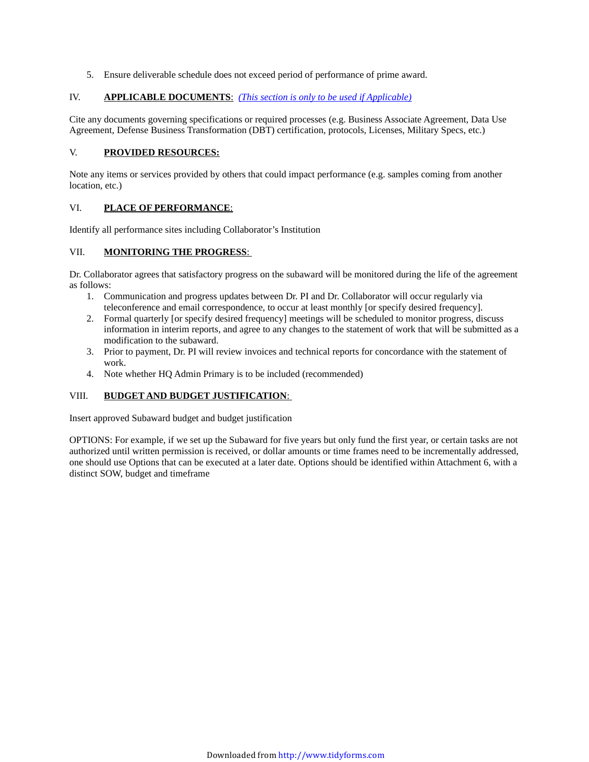5. Ensure deliverable schedule does not exceed period of performance of prime award.

## IV. **APPLICABLE DOCUMENTS**: *(This section is only to be used if Applicable)*

Cite any documents governing specifications or required processes (e.g. Business Associate Agreement, Data Use Agreement, Defense Business Transformation (DBT) certification, protocols, Licenses, Military Specs, etc.)

## V. **PROVIDED RESOURCES:**

Note any items or services provided by others that could impact performance (e.g. samples coming from another location, etc.)

## VI. **PLACE OF PERFORMANCE**:

Identify all performance sites including Collaborator's Institution

## VII. **MONITORING THE PROGRESS**:

Dr. Collaborator agrees that satisfactory progress on the subaward will be monitored during the life of the agreement as follows:

1. Communication and progress updates between Dr. PI and Dr. Collaborator will occur regularly via teleconference and email correspondence, to occur at least monthly [or specify desired frequency].
2. Formal quarterly [or specify desired frequency] meetings will be scheduled to monitor progress, discuss information in interim reports, and agree to any changes to the statement of work that will be submitted as a modification to the subaward.
3. Prior to payment, Dr. PI will review invoices and technical reports for concordance with the statement of work.
4. Note whether HQ Admin Primary is to be included (recommended)

## VIII. **BUDGET AND BUDGET JUSTIFICATION**:

Insert approved Subaward budget and budget justification

OPTIONS: For example, if we set up the Subaward for five years but only fund the first year, or certain tasks are not authorized until written permission is received, or dollar amounts or time frames need to be incrementally addressed, one should use Options that can be executed at a later date. Options should be identified within Attachment 6, with a distinct SOW, budget and timeframe